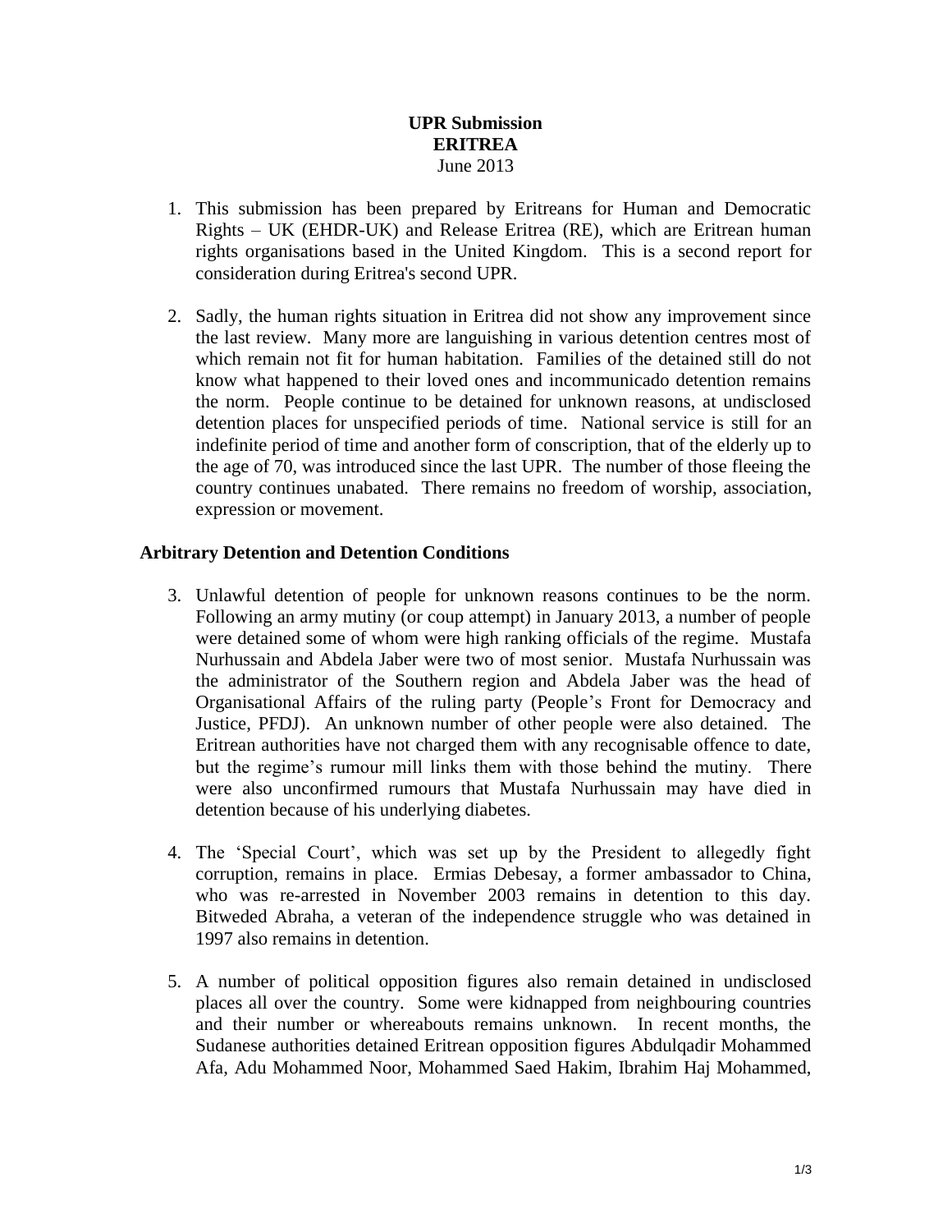**UPR Submission**
**ERITREA**
June 2013

1. This submission has been prepared by Eritreans for Human and Democratic Rights – UK (EHDR-UK) and Release Eritrea (RE), which are Eritrean human rights organisations based in the United Kingdom. This is a second report for consideration during Eritrea's second UPR.

2. Sadly, the human rights situation in Eritrea did not show any improvement since the last review. Many more are languishing in various detention centres most of which remain not fit for human habitation. Families of the detained still do not know what happened to their loved ones and incommunicado detention remains the norm. People continue to be detained for unknown reasons, at undisclosed detention places for unspecified periods of time. National service is still for an indefinite period of time and another form of conscription, that of the elderly up to the age of 70, was introduced since the last UPR. The number of those fleeing the country continues unabated. There remains no freedom of worship, association, expression or movement.

## Arbitrary Detention and Detention Conditions

3. Unlawful detention of people for unknown reasons continues to be the norm. Following an army mutiny (or coup attempt) in January 2013, a number of people were detained some of whom were high ranking officials of the regime. Mustafa Nurhussain and Abdela Jaber were two of most senior. Mustafa Nurhussain was the administrator of the Southern region and Abdela Jaber was the head of Organisational Affairs of the ruling party (People's Front for Democracy and Justice, PFDJ). An unknown number of other people were also detained. The Eritrean authorities have not charged them with any recognisable offence to date, but the regime's rumour mill links them with those behind the mutiny. There were also unconfirmed rumours that Mustafa Nurhussain may have died in detention because of his underlying diabetes.

4. The 'Special Court', which was set up by the President to allegedly fight corruption, remains in place. Ermias Debesay, a former ambassador to China, who was re-arrested in November 2003 remains in detention to this day. Bitweded Abraha, a veteran of the independence struggle who was detained in 1997 also remains in detention.

5. A number of political opposition figures also remain detained in undisclosed places all over the country. Some were kidnapped from neighbouring countries and their number or whereabouts remains unknown. In recent months, the Sudanese authorities detained Eritrean opposition figures Abdulqadir Mohammed Afa, Adu Mohammed Noor, Mohammed Saed Hakim, Ibrahim Haj Mohammed,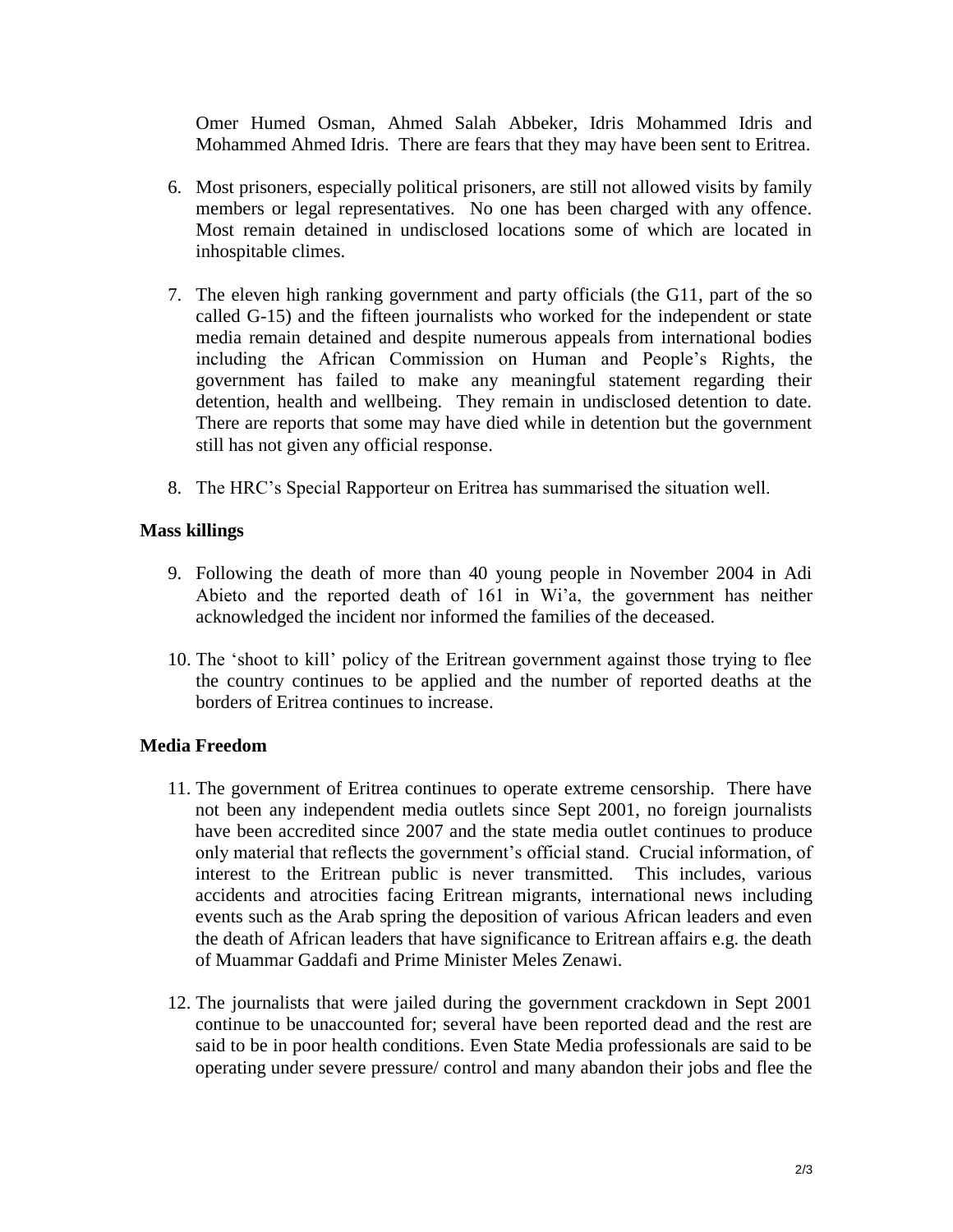Omer Humed Osman, Ahmed Salah Abbeker, Idris Mohammed Idris and Mohammed Ahmed Idris. There are fears that they may have been sent to Eritrea.

6. Most prisoners, especially political prisoners, are still not allowed visits by family members or legal representatives. No one has been charged with any offence. Most remain detained in undisclosed locations some of which are located in inhospitable climes.

7. The eleven high ranking government and party officials (the G11, part of the so called G-15) and the fifteen journalists who worked for the independent or state media remain detained and despite numerous appeals from international bodies including the African Commission on Human and People's Rights, the government has failed to make any meaningful statement regarding their detention, health and wellbeing. They remain in undisclosed detention to date. There are reports that some may have died while in detention but the government still has not given any official response.

8. The HRC's Special Rapporteur on Eritrea has summarised the situation well.

**Mass killings**

9. Following the death of more than 40 young people in November 2004 in Adi Abieto and the reported death of 161 in Wi'a, the government has neither acknowledged the incident nor informed the families of the deceased.

10. The 'shoot to kill' policy of the Eritrean government against those trying to flee the country continues to be applied and the number of reported deaths at the borders of Eritrea continues to increase.

**Media Freedom**

11. The government of Eritrea continues to operate extreme censorship. There have not been any independent media outlets since Sept 2001, no foreign journalists have been accredited since 2007 and the state media outlet continues to produce only material that reflects the government's official stand. Crucial information, of interest to the Eritrean public is never transmitted. This includes, various accidents and atrocities facing Eritrean migrants, international news including events such as the Arab spring the deposition of various African leaders and even the death of African leaders that have significance to Eritrean affairs e.g. the death of Muammar Gaddafi and Prime Minister Meles Zenawi.

12. The journalists that were jailed during the government crackdown in Sept 2001 continue to be unaccounted for; several have been reported dead and the rest are said to be in poor health conditions. Even State Media professionals are said to be operating under severe pressure/ control and many abandon their jobs and flee the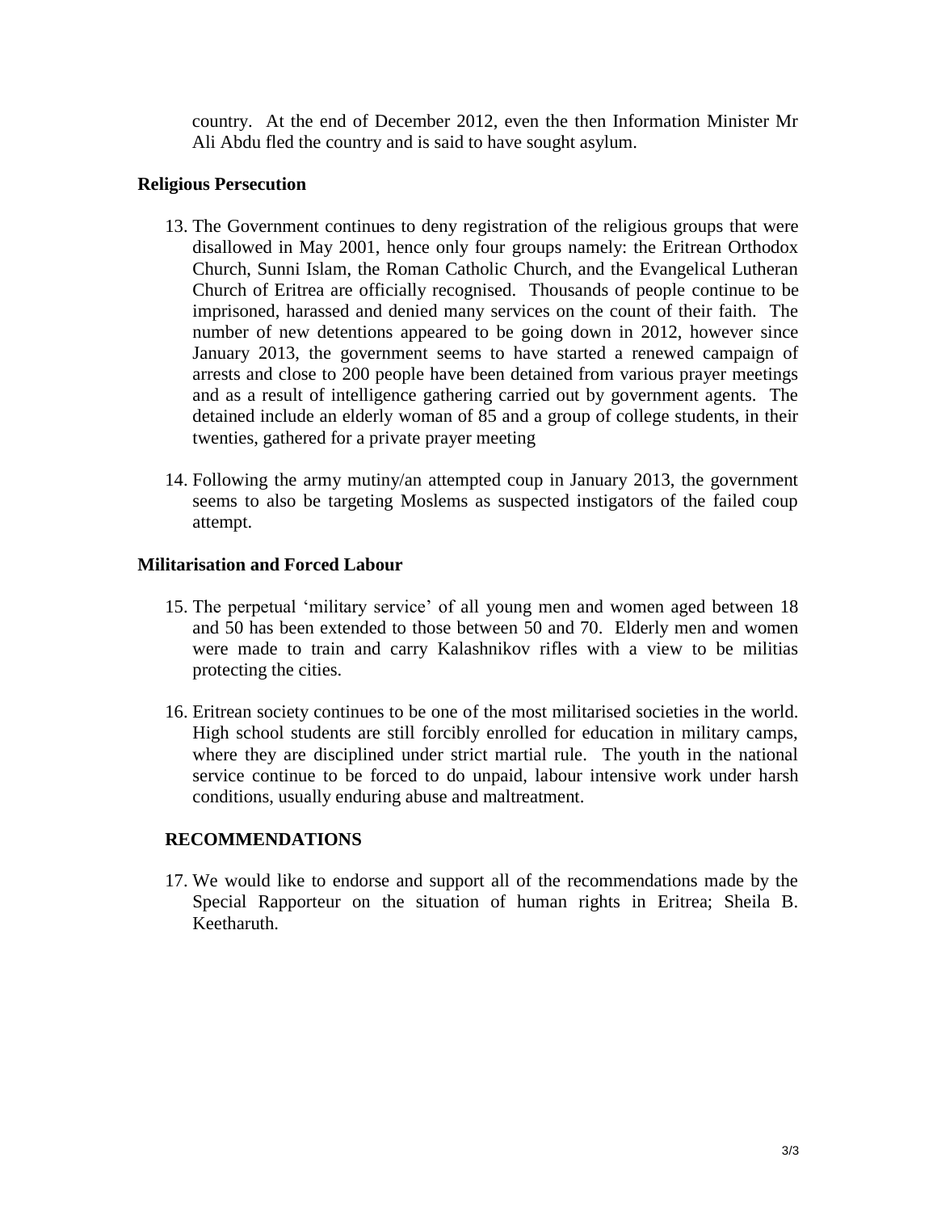country. At the end of December 2012, even the then Information Minister Mr Ali Abdu fled the country and is said to have sought asylum.

**Religious Persecution**

13. The Government continues to deny registration of the religious groups that were disallowed in May 2001, hence only four groups namely: the Eritrean Orthodox Church, Sunni Islam, the Roman Catholic Church, and the Evangelical Lutheran Church of Eritrea are officially recognised. Thousands of people continue to be imprisoned, harassed and denied many services on the count of their faith. The number of new detentions appeared to be going down in 2012, however since January 2013, the government seems to have started a renewed campaign of arrests and close to 200 people have been detained from various prayer meetings and as a result of intelligence gathering carried out by government agents. The detained include an elderly woman of 85 and a group of college students, in their twenties, gathered for a private prayer meeting

14. Following the army mutiny/an attempted coup in January 2013, the government seems to also be targeting Moslems as suspected instigators of the failed coup attempt.

**Militarisation and Forced Labour**

15. The perpetual 'military service' of all young men and women aged between 18 and 50 has been extended to those between 50 and 70. Elderly men and women were made to train and carry Kalashnikov rifles with a view to be militias protecting the cities.

16. Eritrean society continues to be one of the most militarised societies in the world. High school students are still forcibly enrolled for education in military camps, where they are disciplined under strict martial rule. The youth in the national service continue to be forced to do unpaid, labour intensive work under harsh conditions, usually enduring abuse and maltreatment.

**RECOMMENDATIONS**

17. We would like to endorse and support all of the recommendations made by the Special Rapporteur on the situation of human rights in Eritrea; Sheila B. Keetharuth.